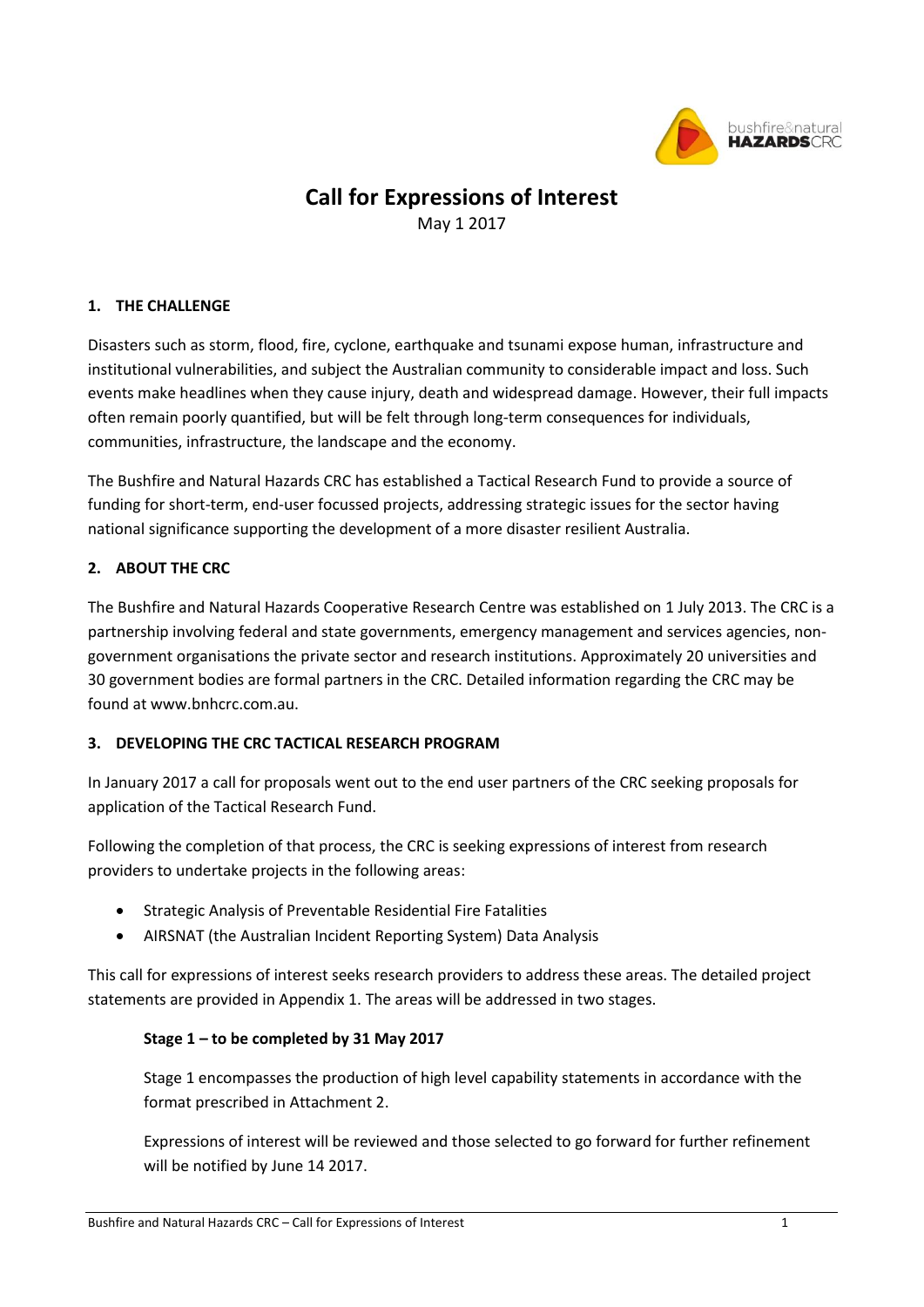# Call for Expressions of Interest

May 1 2017

## 1. THE CHALLENGE

Disasters such as storm, flood, fire, cyclone, earthquake and tsunami expose human, infrastructure and institutional vulnerabilities, and subject the Australian community to considerable impact and loss. Such events make headlines when they cause injury, death and widespread damage. However, their full impacts often remain poorly quantified, but will be felt through long-term consequences for individuals, communities, infrastructure, the landscape and the economy.

The Bushfire and Natural Hazards CRC has established a Tactical Research Fund to provide a source of funding for short-term, end-user focussed projects, addressing strategic issues for the sector having national significance supporting the development of a more disaster resilient Australia.

## 2. ABOUT THE CRC

The Bushfire and Natural Hazards Cooperative Research Centre was established on 1 July 2013. The CRC is a partnership involving federal and state governments, emergency management and services agencies, non-government organisations the private sector and research institutions. Approximately 20 universities and 30 government bodies are formal partners in the CRC. Detailed information regarding the CRC may be found at www.bnhcrc.com.au.

## 3. DEVELOPING THE CRC TACTICAL RESEARCH PROGRAM

In January 2017 a call for proposals went out to the end user partners of the CRC seeking proposals for application of the Tactical Research Fund.

Following the completion of that process, the CRC is seeking expressions of interest from research providers to undertake projects in the following areas:

- Strategic Analysis of Preventable Residential Fire Fatalities
- AIRSNAT (the Australian Incident Reporting System) Data Analysis

This call for expressions of interest seeks research providers to address these areas. The detailed project statements are provided in Appendix 1. The areas will be addressed in two stages.

### Stage 1 – to be completed by 31 May 2017

Stage 1 encompasses the production of high level capability statements in accordance with the format prescribed in Attachment 2.

Expressions of interest will be reviewed and those selected to go forward for further refinement will be notified by June 14 2017.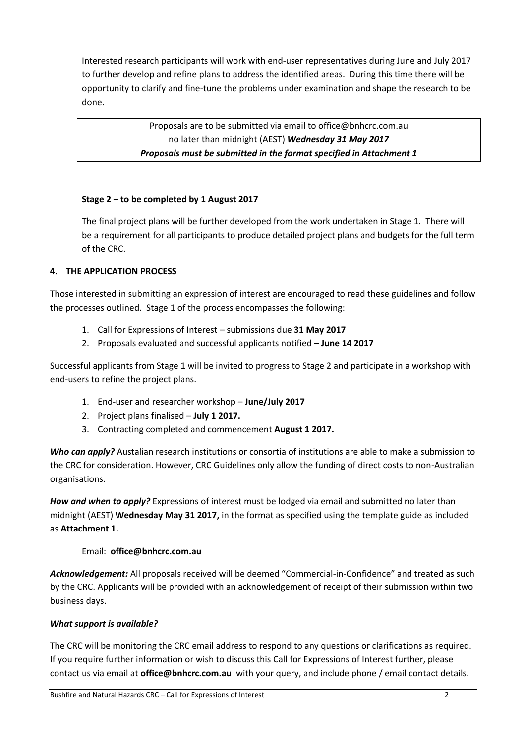Interested research participants will work with end-user representatives during June and July 2017 to further develop and refine plans to address the identified areas. During this time there will be opportunity to clarify and fine-tune the problems under examination and shape the research to be done.

> Proposals are to be submitted via email to office@bnhcrc.com.au
> no later than midnight (AEST) ***Wednesday 31 May 2017***
> ***Proposals must be submitted in the format specified in Attachment 1***

**Stage 2 – to be completed by 1 August 2017**

The final project plans will be further developed from the work undertaken in Stage 1. There will be a requirement for all participants to produce detailed project plans and budgets for the full term of the CRC.

## 4. THE APPLICATION PROCESS

Those interested in submitting an expression of interest are encouraged to read these guidelines and follow the processes outlined. Stage 1 of the process encompasses the following:

1. Call for Expressions of Interest – submissions due **31 May 2017**
2. Proposals evaluated and successful applicants notified – **June 14 2017**

Successful applicants from Stage 1 will be invited to progress to Stage 2 and participate in a workshop with end-users to refine the project plans.

1. End-user and researcher workshop – **June/July 2017**
2. Project plans finalised – **July 1 2017.**
3. Contracting completed and commencement **August 1 2017.**

***Who can apply?*** Austalian research institutions or consortia of institutions are able to make a submission to the CRC for consideration. However, CRC Guidelines only allow the funding of direct costs to non-Australian organisations.

***How and when to apply?*** Expressions of interest must be lodged via email and submitted no later than midnight (AEST) **Wednesday May 31 2017,** in the format as specified using the template guide as included as **Attachment 1.**

Email: **office@bnhcrc.com.au**

***Acknowledgement:*** All proposals received will be deemed "Commercial-in-Confidence" and treated as such by the CRC. Applicants will be provided with an acknowledgement of receipt of their submission within two business days.

***What support is available?***

The CRC will be monitoring the CRC email address to respond to any questions or clarifications as required. If you require further information or wish to discuss this Call for Expressions of Interest further, please contact us via email at **office@bnhcrc.com.au** with your query, and include phone / email contact details.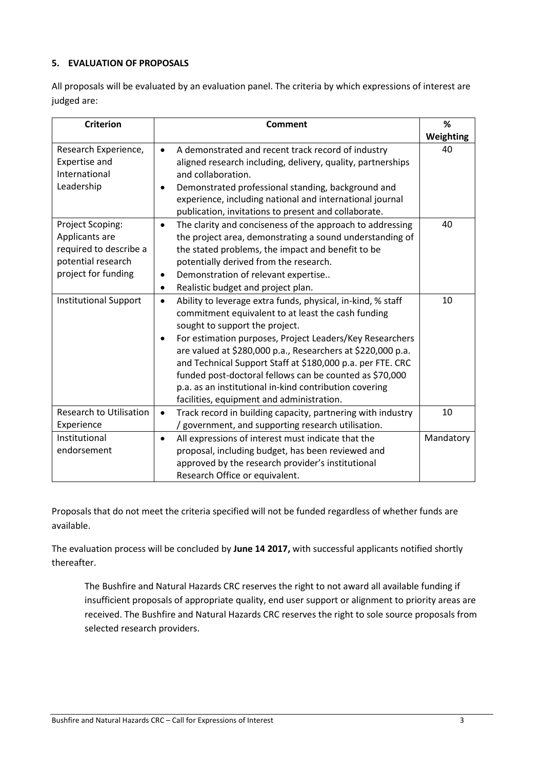## 5. EVALUATION OF PROPOSALS

All proposals will be evaluated by an evaluation panel. The criteria by which expressions of interest are judged are:

| Criterion | Comment | % Weighting |
|---|---|---|
| Research Experience, Expertise and International Leadership | • A demonstrated and recent track record of industry aligned research including, delivery, quality, partnerships and collaboration.<br>• Demonstrated professional standing, background and experience, including national and international journal publication, invitations to present and collaborate. | 40 |
| Project Scoping: Applicants are required to describe a potential research project for funding | • The clarity and conciseness of the approach to addressing the project area, demonstrating a sound understanding of the stated problems, the impact and benefit to be potentially derived from the research.<br>• Demonstration of relevant expertise..<br>• Realistic budget and project plan. | 40 |
| Institutional Support | • Ability to leverage extra funds, physical, in-kind, % staff commitment equivalent to at least the cash funding sought to support the project.<br>• For estimation purposes, Project Leaders/Key Researchers are valued at $280,000 p.a., Researchers at $220,000 p.a. and Technical Support Staff at $180,000 p.a. per FTE. CRC funded post-doctoral fellows can be counted as $70,000 p.a. as an institutional in-kind contribution covering facilities, equipment and administration. | 10 |
| Research to Utilisation Experience | • Track record in building capacity, partnering with industry / government, and supporting research utilisation. | 10 |
| Institutional endorsement | • All expressions of interest must indicate that the proposal, including budget, has been reviewed and approved by the research provider's institutional Research Office or equivalent. | Mandatory |

Proposals that do not meet the criteria specified will not be funded regardless of whether funds are available.

The evaluation process will be concluded by **June 14 2017,** with successful applicants notified shortly thereafter.

> The Bushfire and Natural Hazards CRC reserves the right to not award all available funding if insufficient proposals of appropriate quality, end user support or alignment to priority areas are received. The Bushfire and Natural Hazards CRC reserves the right to sole source proposals from selected research providers.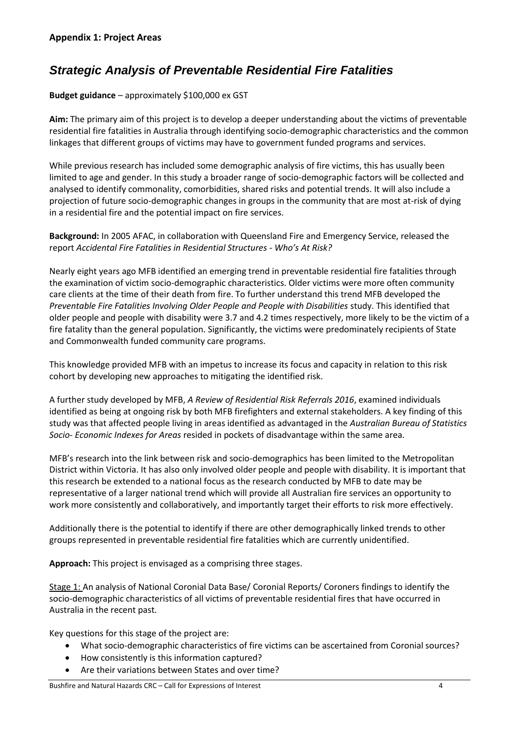**Appendix 1: Project Areas**

## *Strategic Analysis of Preventable Residential Fire Fatalities*

**Budget guidance** – approximately $100,000 ex GST

**Aim:** The primary aim of this project is to develop a deeper understanding about the victims of preventable residential fire fatalities in Australia through identifying socio-demographic characteristics and the common linkages that different groups of victims may have to government funded programs and services.

While previous research has included some demographic analysis of fire victims, this has usually been limited to age and gender. In this study a broader range of socio-demographic factors will be collected and analysed to identify commonality, comorbidities, shared risks and potential trends. It will also include a projection of future socio-demographic changes in groups in the community that are most at-risk of dying in a residential fire and the potential impact on fire services.

**Background:** In 2005 AFAC, in collaboration with Queensland Fire and Emergency Service, released the report *Accidental Fire Fatalities in Residential Structures - Who's At Risk?*

Nearly eight years ago MFB identified an emerging trend in preventable residential fire fatalities through the examination of victim socio-demographic characteristics. Older victims were more often community care clients at the time of their death from fire. To further understand this trend MFB developed the *Preventable Fire Fatalities Involving Older People and People with Disabilities* study. This identified that older people and people with disability were 3.7 and 4.2 times respectively, more likely to be the victim of a fire fatality than the general population. Significantly, the victims were predominately recipients of State and Commonwealth funded community care programs.

This knowledge provided MFB with an impetus to increase its focus and capacity in relation to this risk cohort by developing new approaches to mitigating the identified risk.

A further study developed by MFB, *A Review of Residential Risk Referrals 2016*, examined individuals identified as being at ongoing risk by both MFB firefighters and external stakeholders. A key finding of this study was that affected people living in areas identified as advantaged in the *Australian Bureau of Statistics Socio- Economic Indexes for Areas* resided in pockets of disadvantage within the same area.

MFB's research into the link between risk and socio-demographics has been limited to the Metropolitan District within Victoria. It has also only involved older people and people with disability. It is important that this research be extended to a national focus as the research conducted by MFB to date may be representative of a larger national trend which will provide all Australian fire services an opportunity to work more consistently and collaboratively, and importantly target their efforts to risk more effectively.

Additionally there is the potential to identify if there are other demographically linked trends to other groups represented in preventable residential fire fatalities which are currently unidentified.

**Approach:** This project is envisaged as a comprising three stages.

Stage 1: An analysis of National Coronial Data Base/ Coronial Reports/ Coroners findings to identify the socio-demographic characteristics of all victims of preventable residential fires that have occurred in Australia in the recent past.

Key questions for this stage of the project are:

- What socio-demographic characteristics of fire victims can be ascertained from Coronial sources?
- How consistently is this information captured?
- Are their variations between States and over time?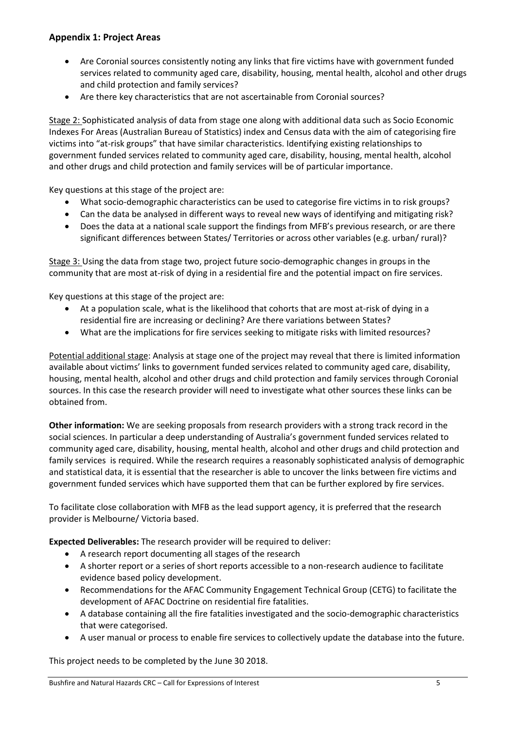**Appendix 1: Project Areas**

- Are Coronial sources consistently noting any links that fire victims have with government funded services related to community aged care, disability, housing, mental health, alcohol and other drugs and child protection and family services?
- Are there key characteristics that are not ascertainable from Coronial sources?

Stage 2: Sophisticated analysis of data from stage one along with additional data such as Socio Economic Indexes For Areas (Australian Bureau of Statistics) index and Census data with the aim of categorising fire victims into "at-risk groups" that have similar characteristics. Identifying existing relationships to government funded services related to community aged care, disability, housing, mental health, alcohol and other drugs and child protection and family services will be of particular importance.

Key questions at this stage of the project are:

- What socio-demographic characteristics can be used to categorise fire victims in to risk groups?
- Can the data be analysed in different ways to reveal new ways of identifying and mitigating risk?
- Does the data at a national scale support the findings from MFB's previous research, or are there significant differences between States/ Territories or across other variables (e.g. urban/ rural)?

Stage 3: Using the data from stage two, project future socio-demographic changes in groups in the community that are most at-risk of dying in a residential fire and the potential impact on fire services.

Key questions at this stage of the project are:

- At a population scale, what is the likelihood that cohorts that are most at-risk of dying in a residential fire are increasing or declining? Are there variations between States?
- What are the implications for fire services seeking to mitigate risks with limited resources?

Potential additional stage: Analysis at stage one of the project may reveal that there is limited information available about victims' links to government funded services related to community aged care, disability, housing, mental health, alcohol and other drugs and child protection and family services through Coronial sources. In this case the research provider will need to investigate what other sources these links can be obtained from.

**Other information:** We are seeking proposals from research providers with a strong track record in the social sciences. In particular a deep understanding of Australia's government funded services related to community aged care, disability, housing, mental health, alcohol and other drugs and child protection and family services is required. While the research requires a reasonably sophisticated analysis of demographic and statistical data, it is essential that the researcher is able to uncover the links between fire victims and government funded services which have supported them that can be further explored by fire services.

To facilitate close collaboration with MFB as the lead support agency, it is preferred that the research provider is Melbourne/ Victoria based.

**Expected Deliverables:** The research provider will be required to deliver:

- A research report documenting all stages of the research
- A shorter report or a series of short reports accessible to a non-research audience to facilitate evidence based policy development.
- Recommendations for the AFAC Community Engagement Technical Group (CETG) to facilitate the development of AFAC Doctrine on residential fire fatalities.
- A database containing all the fire fatalities investigated and the socio-demographic characteristics that were categorised.
- A user manual or process to enable fire services to collectively update the database into the future.

This project needs to be completed by the June 30 2018.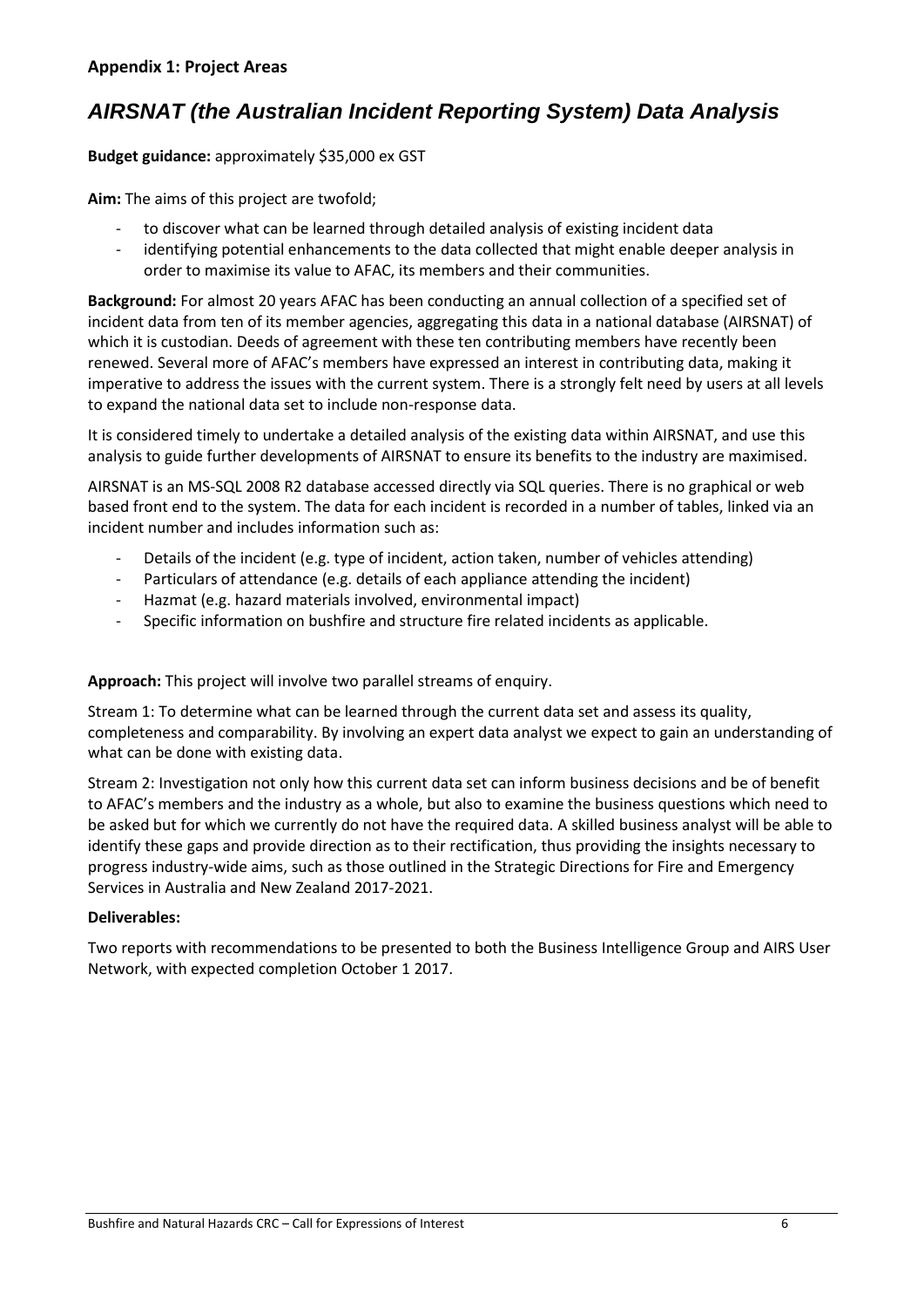**Appendix 1: Project Areas**

# *AIRSNAT (the Australian Incident Reporting System) Data Analysis*

**Budget guidance:** approximately $35,000 ex GST

**Aim:** The aims of this project are twofold;

- to discover what can be learned through detailed analysis of existing incident data
- identifying potential enhancements to the data collected that might enable deeper analysis in order to maximise its value to AFAC, its members and their communities.

**Background:** For almost 20 years AFAC has been conducting an annual collection of a specified set of incident data from ten of its member agencies, aggregating this data in a national database (AIRSNAT) of which it is custodian. Deeds of agreement with these ten contributing members have recently been renewed. Several more of AFAC's members have expressed an interest in contributing data, making it imperative to address the issues with the current system. There is a strongly felt need by users at all levels to expand the national data set to include non-response data.

It is considered timely to undertake a detailed analysis of the existing data within AIRSNAT, and use this analysis to guide further developments of AIRSNAT to ensure its benefits to the industry are maximised.

AIRSNAT is an MS-SQL 2008 R2 database accessed directly via SQL queries. There is no graphical or web based front end to the system. The data for each incident is recorded in a number of tables, linked via an incident number and includes information such as:

- Details of the incident (e.g. type of incident, action taken, number of vehicles attending)
- Particulars of attendance (e.g. details of each appliance attending the incident)
- Hazmat (e.g. hazard materials involved, environmental impact)
- Specific information on bushfire and structure fire related incidents as applicable.

**Approach:** This project will involve two parallel streams of enquiry.

Stream 1: To determine what can be learned through the current data set and assess its quality, completeness and comparability. By involving an expert data analyst we expect to gain an understanding of what can be done with existing data.

Stream 2: Investigation not only how this current data set can inform business decisions and be of benefit to AFAC's members and the industry as a whole, but also to examine the business questions which need to be asked but for which we currently do not have the required data. A skilled business analyst will be able to identify these gaps and provide direction as to their rectification, thus providing the insights necessary to progress industry-wide aims, such as those outlined in the Strategic Directions for Fire and Emergency Services in Australia and New Zealand 2017-2021.

**Deliverables:**

Two reports with recommendations to be presented to both the Business Intelligence Group and AIRS User Network, with expected completion October 1 2017.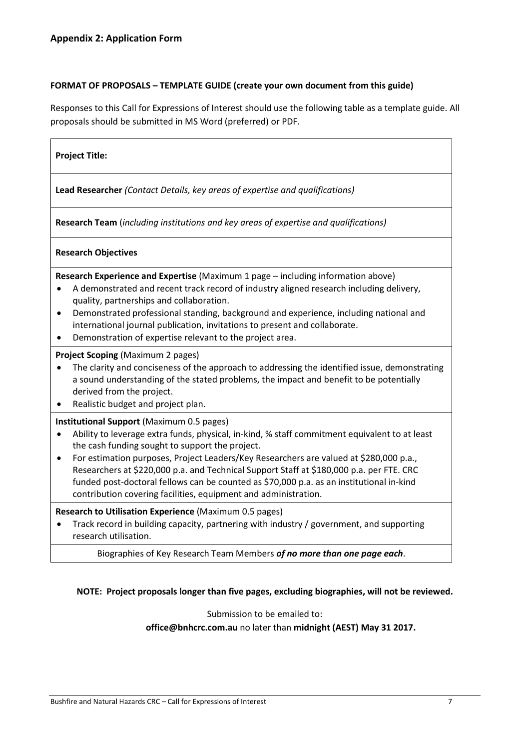### Appendix 2: Application Form

**FORMAT OF PROPOSALS – TEMPLATE GUIDE (create your own document from this guide)**

Responses to this Call for Expressions of Interest should use the following table as a template guide. All proposals should be submitted in MS Word (preferred) or PDF.

| |
|---|
| **Project Title:** |
| **Lead Researcher** *(Contact Details, key areas of expertise and qualifications)* |
| **Research Team** (*including institutions and key areas of expertise and qualifications)* |
| **Research Objectives** |
| **Research Experience and Expertise** (Maximum 1 page – including information above)<br>• A demonstrated and recent track record of industry aligned research including delivery, quality, partnerships and collaboration.<br>• Demonstrated professional standing, background and experience, including national and international journal publication, invitations to present and collaborate.<br>• Demonstration of expertise relevant to the project area. |
| **Project Scoping** (Maximum 2 pages)<br>• The clarity and conciseness of the approach to addressing the identified issue, demonstrating a sound understanding of the stated problems, the impact and benefit to be potentially derived from the project.<br>• Realistic budget and project plan. |
| **Institutional Support** (Maximum 0.5 pages)<br>• Ability to leverage extra funds, physical, in-kind, % staff commitment equivalent to at least the cash funding sought to support the project.<br>• For estimation purposes, Project Leaders/Key Researchers are valued at $280,000 p.a., Researchers at $220,000 p.a. and Technical Support Staff at $180,000 p.a. per FTE. CRC funded post-doctoral fellows can be counted as $70,000 p.a. as an institutional in-kind contribution covering facilities, equipment and administration. |
| **Research to Utilisation Experience** (Maximum 0.5 pages)<br>• Track record in building capacity, partnering with industry / government, and supporting research utilisation. |
| Biographies of Key Research Team Members ***of no more than one page each***. |

**NOTE: Project proposals longer than five pages, excluding biographies, will not be reviewed.**

Submission to be emailed to:
**office@bnhcrc.com.au** no later than **midnight (AEST) May 31 2017.**